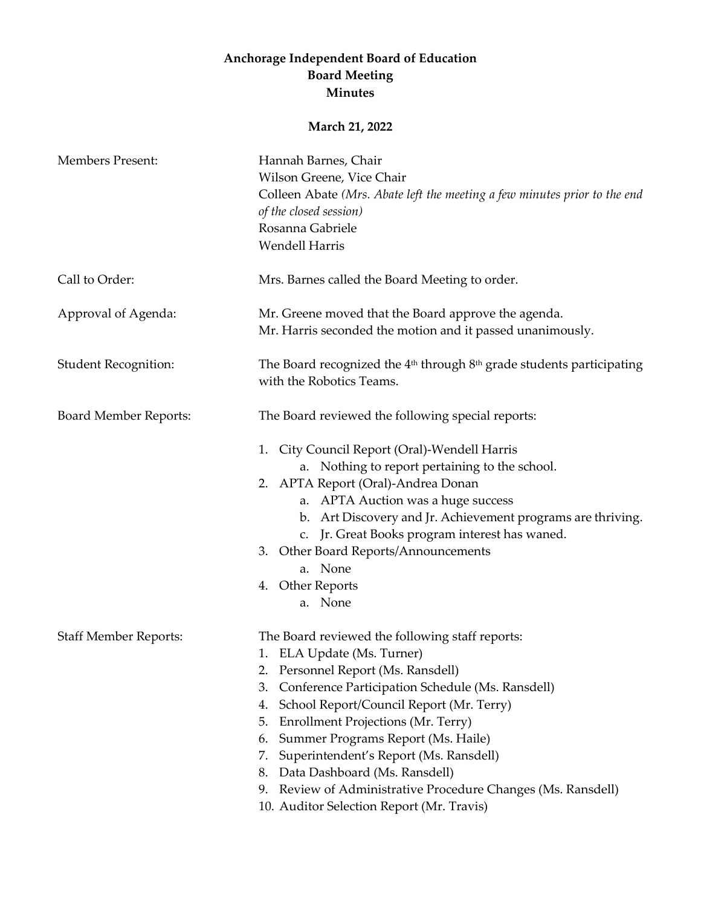**Anchorage Independent Board of Education**
**Board Meeting**
**Minutes**

**March 21, 2022**

| | |
|---|---|
| Members Present: | Hannah Barnes, Chair<br>Wilson Greene, Vice Chair<br>Colleen Abate *(Mrs. Abate left the meeting a few minutes prior to the end of the closed session)*<br>Rosanna Gabriele<br>Wendell Harris |
| Call to Order: | Mrs. Barnes called the Board Meeting to order. |
| Approval of Agenda: | Mr. Greene moved that the Board approve the agenda.<br>Mr. Harris seconded the motion and it passed unanimously. |
| Student Recognition: | The Board recognized the 4th through 8th grade students participating with the Robotics Teams. |

Board Member Reports:

The Board reviewed the following special reports:

1. City Council Report (Oral)-Wendell Harris
   a. Nothing to report pertaining to the school.
2. APTA Report (Oral)-Andrea Donan
   a. APTA Auction was a huge success
   b. Art Discovery and Jr. Achievement programs are thriving.
   c. Jr. Great Books program interest has waned.
3. Other Board Reports/Announcements
   a. None
4. Other Reports
   a. None

Staff Member Reports:

The Board reviewed the following staff reports:

1. ELA Update (Ms. Turner)
2. Personnel Report (Ms. Ransdell)
3. Conference Participation Schedule (Ms. Ransdell)
4. School Report/Council Report (Mr. Terry)
5. Enrollment Projections (Mr. Terry)
6. Summer Programs Report (Ms. Haile)
7. Superintendent's Report (Ms. Ransdell)
8. Data Dashboard (Ms. Ransdell)
9. Review of Administrative Procedure Changes (Ms. Ransdell)
10. Auditor Selection Report (Mr. Travis)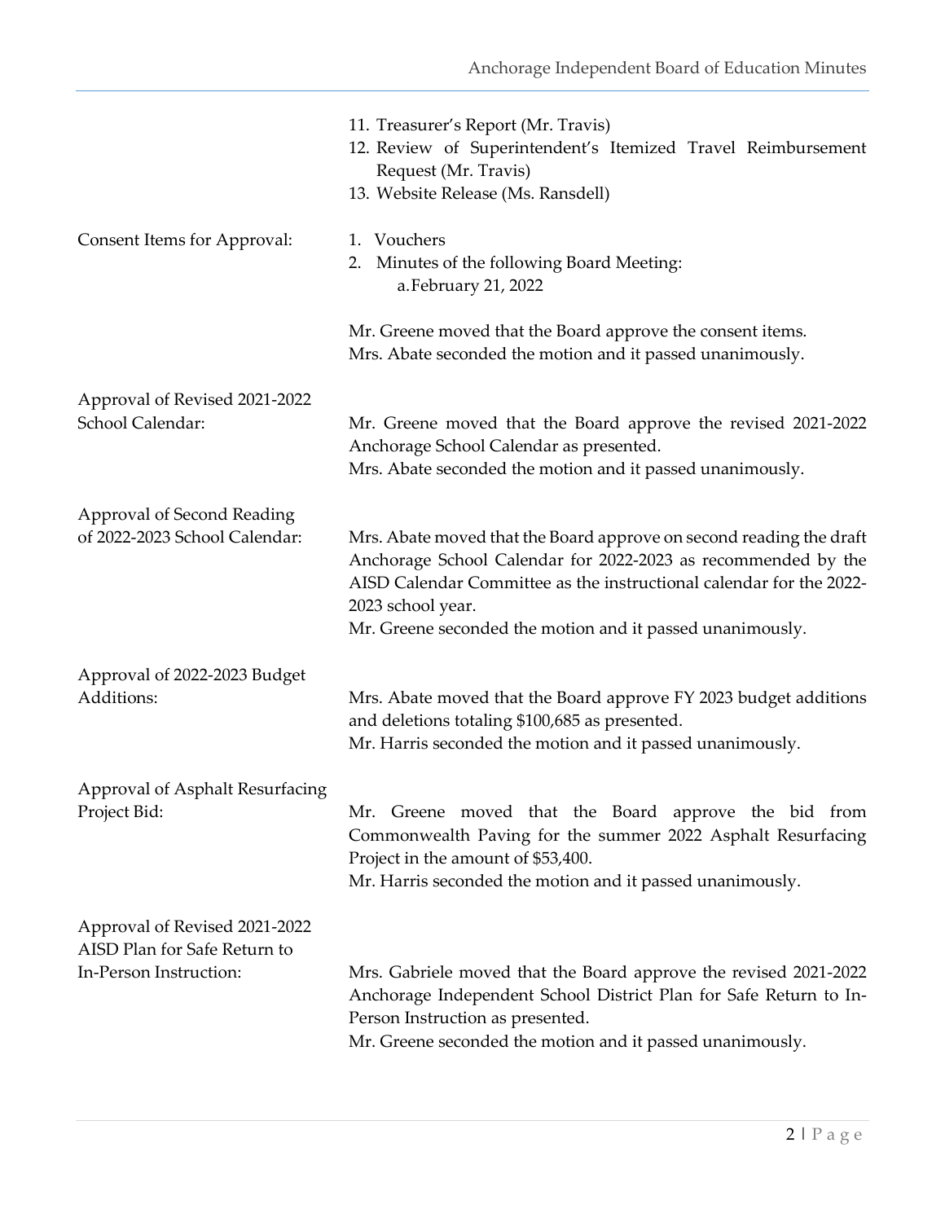11. Treasurer's Report (Mr. Travis)
12. Review of Superintendent's Itemized Travel Reimbursement Request (Mr. Travis)
13. Website Release (Ms. Ransdell)

**Consent Items for Approval:**

1. Vouchers
2. Minutes of the following Board Meeting:
   a. February 21, 2022

Mr. Greene moved that the Board approve the consent items.
Mrs. Abate seconded the motion and it passed unanimously.

**Approval of Revised 2021-2022 School Calendar:**

Mr. Greene moved that the Board approve the revised 2021-2022 Anchorage School Calendar as presented.
Mrs. Abate seconded the motion and it passed unanimously.

**Approval of Second Reading of 2022-2023 School Calendar:**

Mrs. Abate moved that the Board approve on second reading the draft Anchorage School Calendar for 2022-2023 as recommended by the AISD Calendar Committee as the instructional calendar for the 2022-2023 school year.
Mr. Greene seconded the motion and it passed unanimously.

**Approval of 2022-2023 Budget Additions:**

Mrs. Abate moved that the Board approve FY 2023 budget additions and deletions totaling $100,685 as presented.
Mr. Harris seconded the motion and it passed unanimously.

**Approval of Asphalt Resurfacing Project Bid:**

Mr. Greene moved that the Board approve the bid from Commonwealth Paving for the summer 2022 Asphalt Resurfacing Project in the amount of $53,400.
Mr. Harris seconded the motion and it passed unanimously.

**Approval of Revised 2021-2022 AISD Plan for Safe Return to In-Person Instruction:**

Mrs. Gabriele moved that the Board approve the revised 2021-2022 Anchorage Independent School District Plan for Safe Return to In-Person Instruction as presented.
Mr. Greene seconded the motion and it passed unanimously.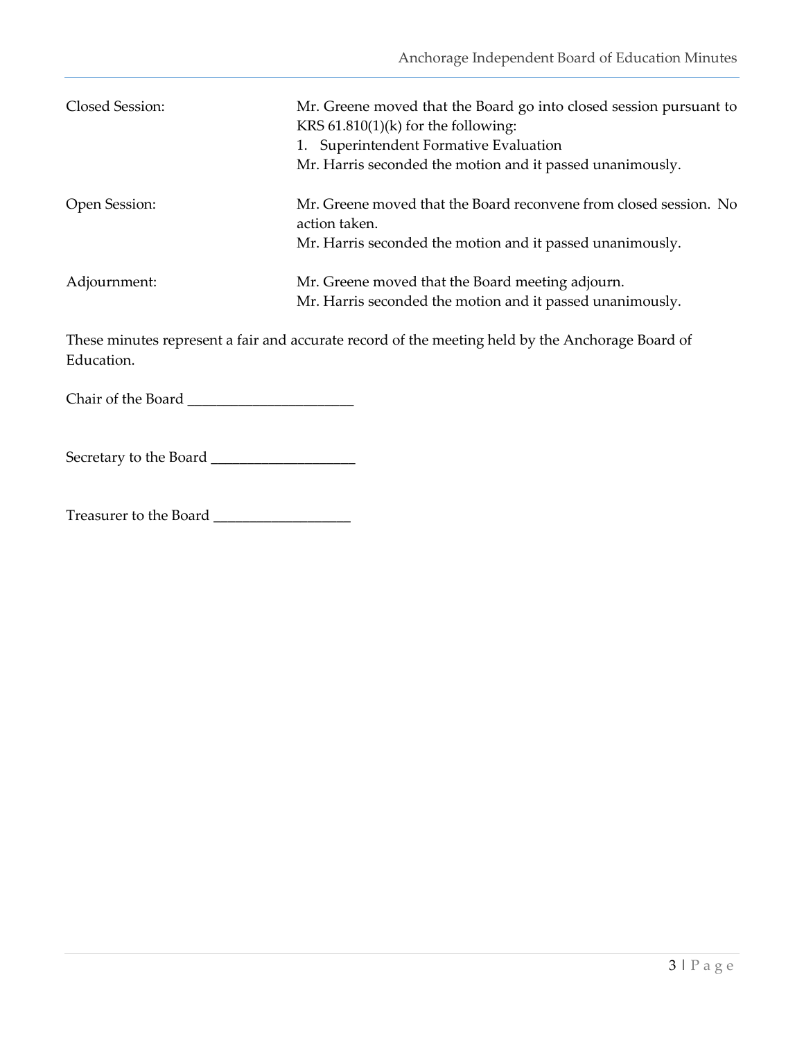| | |
|---|---|
| Closed Session: | Mr. Greene moved that the Board go into closed session pursuant to KRS 61.810(1)(k) for the following:<br>1. Superintendent Formative Evaluation<br>Mr. Harris seconded the motion and it passed unanimously. |
| Open Session: | Mr. Greene moved that the Board reconvene from closed session. No action taken.<br>Mr. Harris seconded the motion and it passed unanimously. |
| Adjournment: | Mr. Greene moved that the Board meeting adjourn.<br>Mr. Harris seconded the motion and it passed unanimously. |

These minutes represent a fair and accurate record of the meeting held by the Anchorage Board of Education.

Chair of the Board ______________________

Secretary to the Board ___________________

Treasurer to the Board __________________